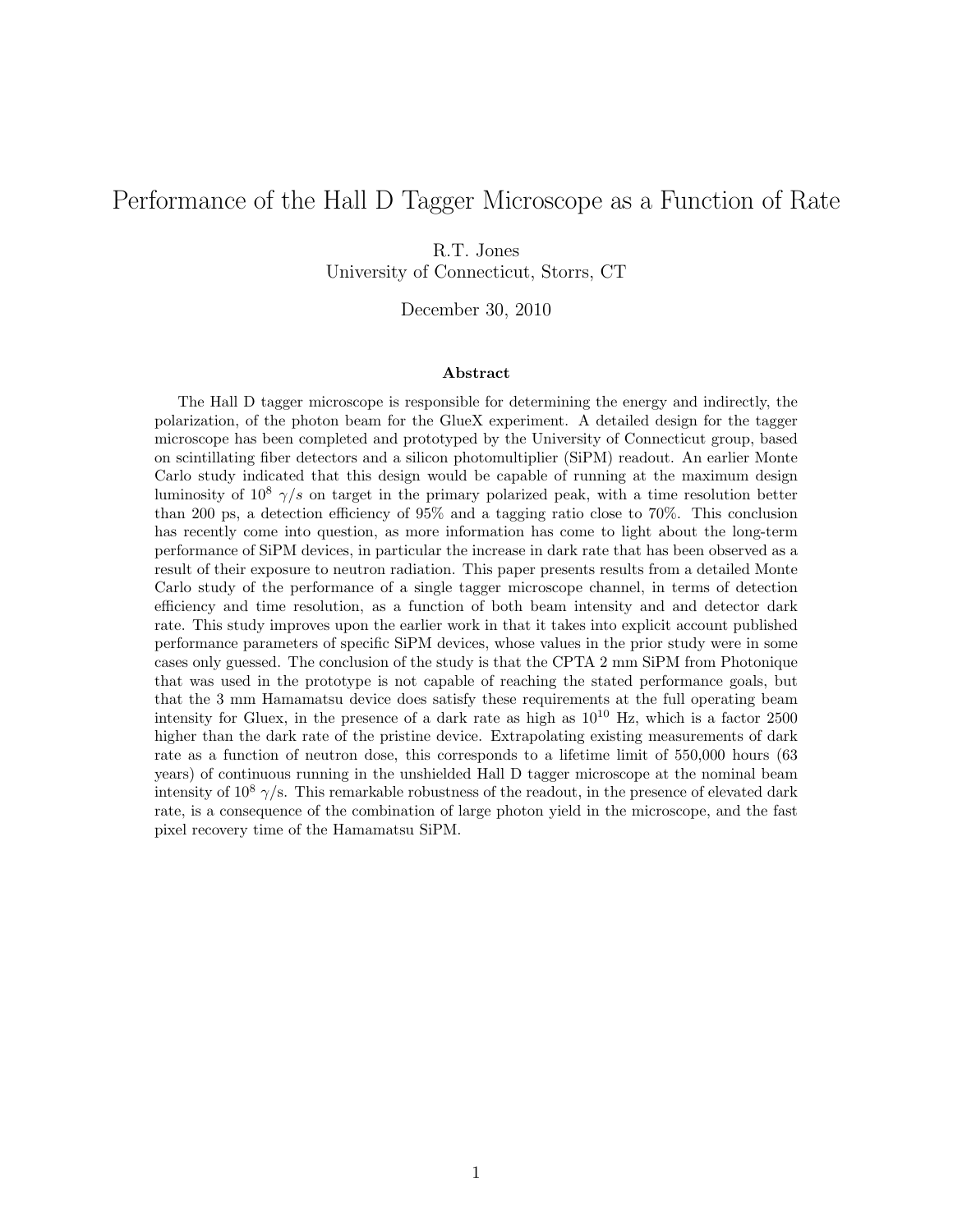# Performance of the Hall D Tagger Microscope as a Function of Rate

R.T. Jones
University of Connecticut, Storrs, CT

December 30, 2010

### Abstract

The Hall D tagger microscope is responsible for determining the energy and indirectly, the polarization, of the photon beam for the GlueX experiment. A detailed design for the tagger microscope has been completed and prototyped by the University of Connecticut group, based on scintillating fiber detectors and a silicon photomultiplier (SiPM) readout. An earlier Monte Carlo study indicated that this design would be capable of running at the maximum design luminosity of $10^8$ $\gamma/s$ on target in the primary polarized peak, with a time resolution better than 200 ps, a detection efficiency of 95% and a tagging ratio close to 70%. This conclusion has recently come into question, as more information has come to light about the long-term performance of SiPM devices, in particular the increase in dark rate that has been observed as a result of their exposure to neutron radiation. This paper presents results from a detailed Monte Carlo study of the performance of a single tagger microscope channel, in terms of detection efficiency and time resolution, as a function of both beam intensity and and detector dark rate. This study improves upon the earlier work in that it takes into explicit account published performance parameters of specific SiPM devices, whose values in the prior study were in some cases only guessed. The conclusion of the study is that the CPTA 2 mm SiPM from Photonique that was used in the prototype is not capable of reaching the stated performance goals, but that the 3 mm Hamamatsu device does satisfy these requirements at the full operating beam intensity for Gluex, in the presence of a dark rate as high as $10^{10}$ Hz, which is a factor 2500 higher than the dark rate of the pristine device. Extrapolating existing measurements of dark rate as a function of neutron dose, this corresponds to a lifetime limit of 550,000 hours (63 years) of continuous running in the unshielded Hall D tagger microscope at the nominal beam intensity of $10^8$ $\gamma$/s. This remarkable robustness of the readout, in the presence of elevated dark rate, is a consequence of the combination of large photon yield in the microscope, and the fast pixel recovery time of the Hamamatsu SiPM.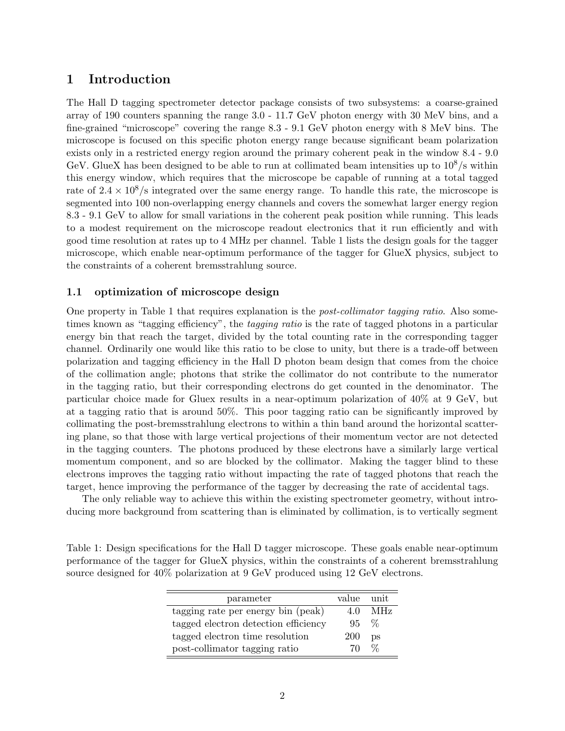# 1 Introduction

The Hall D tagging spectrometer detector package consists of two subsystems: a coarse-grained array of 190 counters spanning the range 3.0 - 11.7 GeV photon energy with 30 MeV bins, and a fine-grained "microscope" covering the range 8.3 - 9.1 GeV photon energy with 8 MeV bins. The microscope is focused on this specific photon energy range because significant beam polarization exists only in a restricted energy region around the primary coherent peak in the window 8.4 - 9.0 GeV. GlueX has been designed to be able to run at collimated beam intensities up to $10^8$/s within this energy window, which requires that the microscope be capable of running at a total tagged rate of $2.4 \times 10^8$/s integrated over the same energy range. To handle this rate, the microscope is segmented into 100 non-overlapping energy channels and covers the somewhat larger energy region 8.3 - 9.1 GeV to allow for small variations in the coherent peak position while running. This leads to a modest requirement on the microscope readout electronics that it run efficiently and with good time resolution at rates up to 4 MHz per channel. Table 1 lists the design goals for the tagger microscope, which enable near-optimum performance of the tagger for GlueX physics, subject to the constraints of a coherent bremsstrahlung source.

## 1.1 optimization of microscope design

One property in Table 1 that requires explanation is the *post-collimator tagging ratio*. Also sometimes known as "tagging efficiency", the *tagging ratio* is the rate of tagged photons in a particular energy bin that reach the target, divided by the total counting rate in the corresponding tagger channel. Ordinarily one would like this ratio to be close to unity, but there is a trade-off between polarization and tagging efficiency in the Hall D photon beam design that comes from the choice of the collimation angle; photons that strike the collimator do not contribute to the numerator in the tagging ratio, but their corresponding electrons do get counted in the denominator. The particular choice made for Gluex results in a near-optimum polarization of 40% at 9 GeV, but at a tagging ratio that is around 50%. This poor tagging ratio can be significantly improved by collimating the post-bremsstrahlung electrons to within a thin band around the horizontal scattering plane, so that those with large vertical projections of their momentum vector are not detected in the tagging counters. The photons produced by these electrons have a similarly large vertical momentum component, and so are blocked by the collimator. Making the tagger blind to these electrons improves the tagging ratio without impacting the rate of tagged photons that reach the target, hence improving the performance of the tagger by decreasing the rate of accidental tags.

The only reliable way to achieve this within the existing spectrometer geometry, without introducing more background from scattering than is eliminated by collimation, is to vertically segment

Table 1: Design specifications for the Hall D tagger microscope. These goals enable near-optimum performance of the tagger for GlueX physics, within the constraints of a coherent bremsstrahlung source designed for 40% polarization at 9 GeV produced using 12 GeV electrons.

| parameter | value | unit |
|---|---|---|
| tagging rate per energy bin (peak) | 4.0 | MHz |
| tagged electron detection efficiency | 95 | % |
| tagged electron time resolution | 200 | ps |
| post-collimator tagging ratio | 70 | % |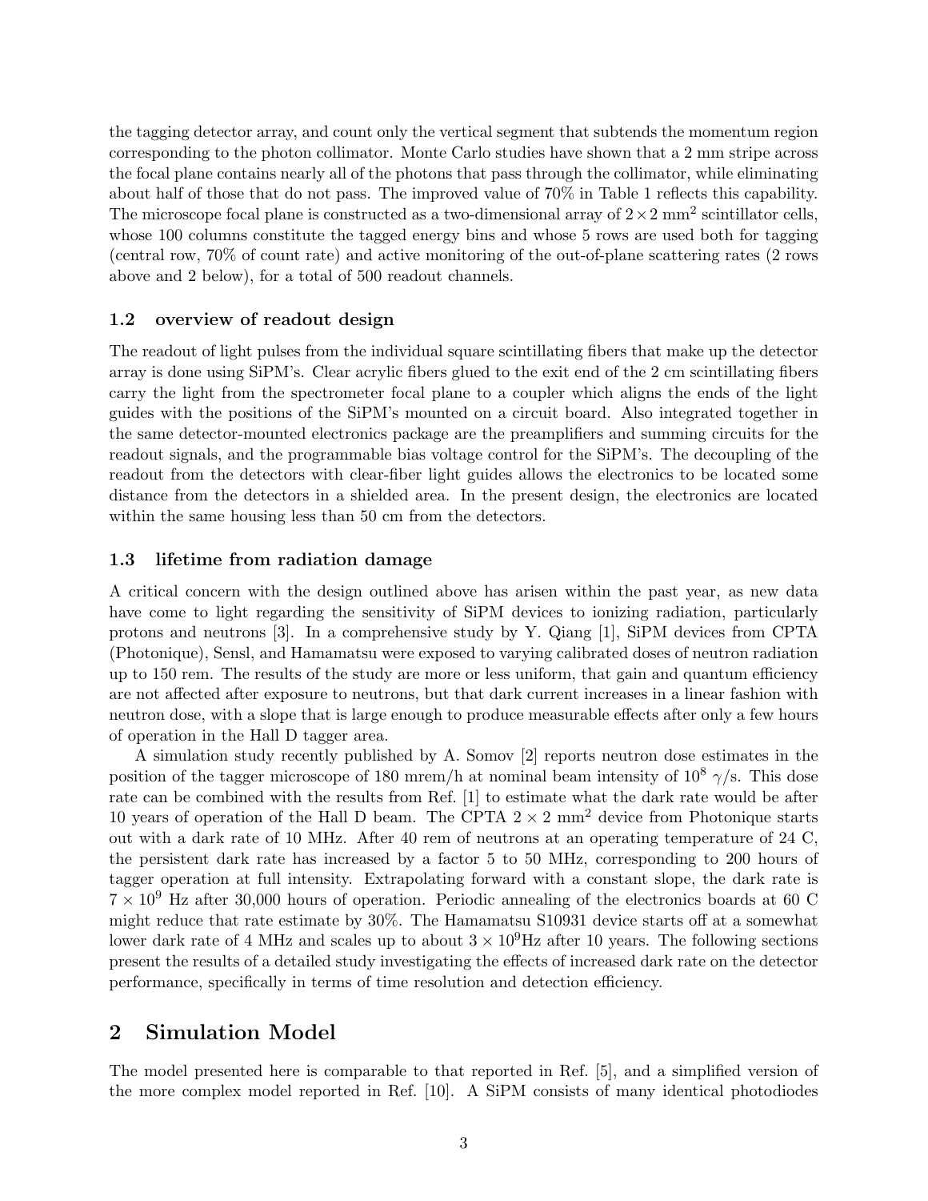the tagging detector array, and count only the vertical segment that subtends the momentum region corresponding to the photon collimator. Monte Carlo studies have shown that a 2 mm stripe across the focal plane contains nearly all of the photons that pass through the collimator, while eliminating about half of those that do not pass. The improved value of 70% in Table 1 reflects this capability. The microscope focal plane is constructed as a two-dimensional array of $2 \times 2$ mm$^2$ scintillator cells, whose 100 columns constitute the tagged energy bins and whose 5 rows are used both for tagging (central row, 70% of count rate) and active monitoring of the out-of-plane scattering rates (2 rows above and 2 below), for a total of 500 readout channels.

### 1.2 overview of readout design

The readout of light pulses from the individual square scintillating fibers that make up the detector array is done using SiPM's. Clear acrylic fibers glued to the exit end of the 2 cm scintillating fibers carry the light from the spectrometer focal plane to a coupler which aligns the ends of the light guides with the positions of the SiPM's mounted on a circuit board. Also integrated together in the same detector-mounted electronics package are the preamplifiers and summing circuits for the readout signals, and the programmable bias voltage control for the SiPM's. The decoupling of the readout from the detectors with clear-fiber light guides allows the electronics to be located some distance from the detectors in a shielded area. In the present design, the electronics are located within the same housing less than 50 cm from the detectors.

### 1.3 lifetime from radiation damage

A critical concern with the design outlined above has arisen within the past year, as new data have come to light regarding the sensitivity of SiPM devices to ionizing radiation, particularly protons and neutrons [3]. In a comprehensive study by Y. Qiang [1], SiPM devices from CPTA (Photonique), Sensl, and Hamamatsu were exposed to varying calibrated doses of neutron radiation up to 150 rem. The results of the study are more or less uniform, that gain and quantum efficiency are not affected after exposure to neutrons, but that dark current increases in a linear fashion with neutron dose, with a slope that is large enough to produce measurable effects after only a few hours of operation in the Hall D tagger area.

A simulation study recently published by A. Somov [2] reports neutron dose estimates in the position of the tagger microscope of 180 mrem/h at nominal beam intensity of $10^8$ $\gamma$/s. This dose rate can be combined with the results from Ref. [1] to estimate what the dark rate would be after 10 years of operation of the Hall D beam. The CPTA $2 \times 2$ mm$^2$ device from Photonique starts out with a dark rate of 10 MHz. After 40 rem of neutrons at an operating temperature of 24 C, the persistent dark rate has increased by a factor 5 to 50 MHz, corresponding to 200 hours of tagger operation at full intensity. Extrapolating forward with a constant slope, the dark rate is $7 \times 10^9$ Hz after 30,000 hours of operation. Periodic annealing of the electronics boards at 60 C might reduce that rate estimate by 30%. The Hamamatsu S10931 device starts off at a somewhat lower dark rate of 4 MHz and scales up to about $3 \times 10^9$Hz after 10 years. The following sections present the results of a detailed study investigating the effects of increased dark rate on the detector performance, specifically in terms of time resolution and detection efficiency.

## 2 Simulation Model

The model presented here is comparable to that reported in Ref. [5], and a simplified version of the more complex model reported in Ref. [10]. A SiPM consists of many identical photodiodes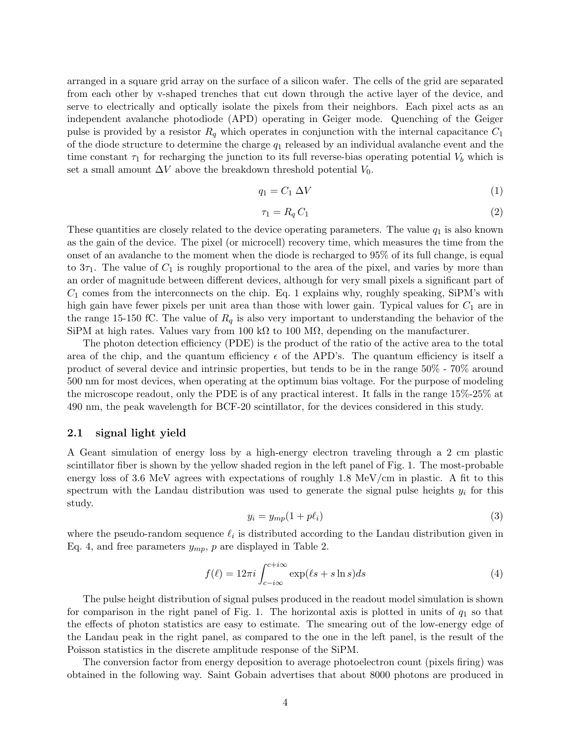arranged in a square grid array on the surface of a silicon wafer. The cells of the grid are separated from each other by v-shaped trenches that cut down through the active layer of the device, and serve to electrically and optically isolate the pixels from their neighbors. Each pixel acts as an independent avalanche photodiode (APD) operating in Geiger mode. Quenching of the Geiger pulse is provided by a resistor $R_q$ which operates in conjunction with the internal capacitance $C_1$ of the diode structure to determine the charge $q_1$ released by an individual avalanche event and the time constant $\tau_1$ for recharging the junction to its full reverse-bias operating potential $V_b$ which is set a small amount $\Delta V$ above the breakdown threshold potential $V_0$.

$$q_1 = C_1 \; \Delta V \tag{1}$$

$$\tau_1 = R_q \, C_1 \tag{2}$$

These quantities are closely related to the device operating parameters. The value $q_1$ is also known as the gain of the device. The pixel (or microcell) recovery time, which measures the time from the onset of an avalanche to the moment when the diode is recharged to 95% of its full change, is equal to $3\tau_1$. The value of $C_1$ is roughly proportional to the area of the pixel, and varies by more than an order of magnitude between different devices, although for very small pixels a significant part of $C_1$ comes from the interconnects on the chip. Eq. 1 explains why, roughly speaking, SiPM's with high gain have fewer pixels per unit area than those with lower gain. Typical values for $C_1$ are in the range 15-150 fC. The value of $R_q$ is also very important to understanding the behavior of the SiPM at high rates. Values vary from 100 kΩ to 100 MΩ, depending on the manufacturer.

The photon detection efficiency (PDE) is the product of the ratio of the active area to the total area of the chip, and the quantum efficiency $\epsilon$ of the APD's. The quantum efficiency is itself a product of several device and intrinsic properties, but tends to be in the range 50% - 70% around 500 nm for most devices, when operating at the optimum bias voltage. For the purpose of modeling the microscope readout, only the PDE is of any practical interest. It falls in the range 15%-25% at 490 nm, the peak wavelength for BCF-20 scintillator, for the devices considered in this study.

### 2.1 signal light yield

A Geant simulation of energy loss by a high-energy electron traveling through a 2 cm plastic scintillator fiber is shown by the yellow shaded region in the left panel of Fig. 1. The most-probable energy loss of 3.6 MeV agrees with expectations of roughly 1.8 MeV/cm in plastic. A fit to this spectrum with the Landau distribution was used to generate the signal pulse heights $y_i$ for this study.

$$y_i = y_{mp}(1 + p\ell_i) \tag{3}$$

where the pseudo-random sequence $\ell_i$ is distributed according to the Landau distribution given in Eq. 4, and free parameters $y_{mp}$, $p$ are displayed in Table 2.

$$f(\ell) = 12\pi i \int_{c-i\infty}^{c+i\infty} \exp(\ell s + s \ln s) ds \tag{4}$$

The pulse height distribution of signal pulses produced in the readout model simulation is shown for comparison in the right panel of Fig. 1. The horizontal axis is plotted in units of $q_1$ so that the effects of photon statistics are easy to estimate. The smearing out of the low-energy edge of the Landau peak in the right panel, as compared to the one in the left panel, is the result of the Poisson statistics in the discrete amplitude response of the SiPM.

The conversion factor from energy deposition to average photoelectron count (pixels firing) was obtained in the following way. Saint Gobain advertises that about 8000 photons are produced in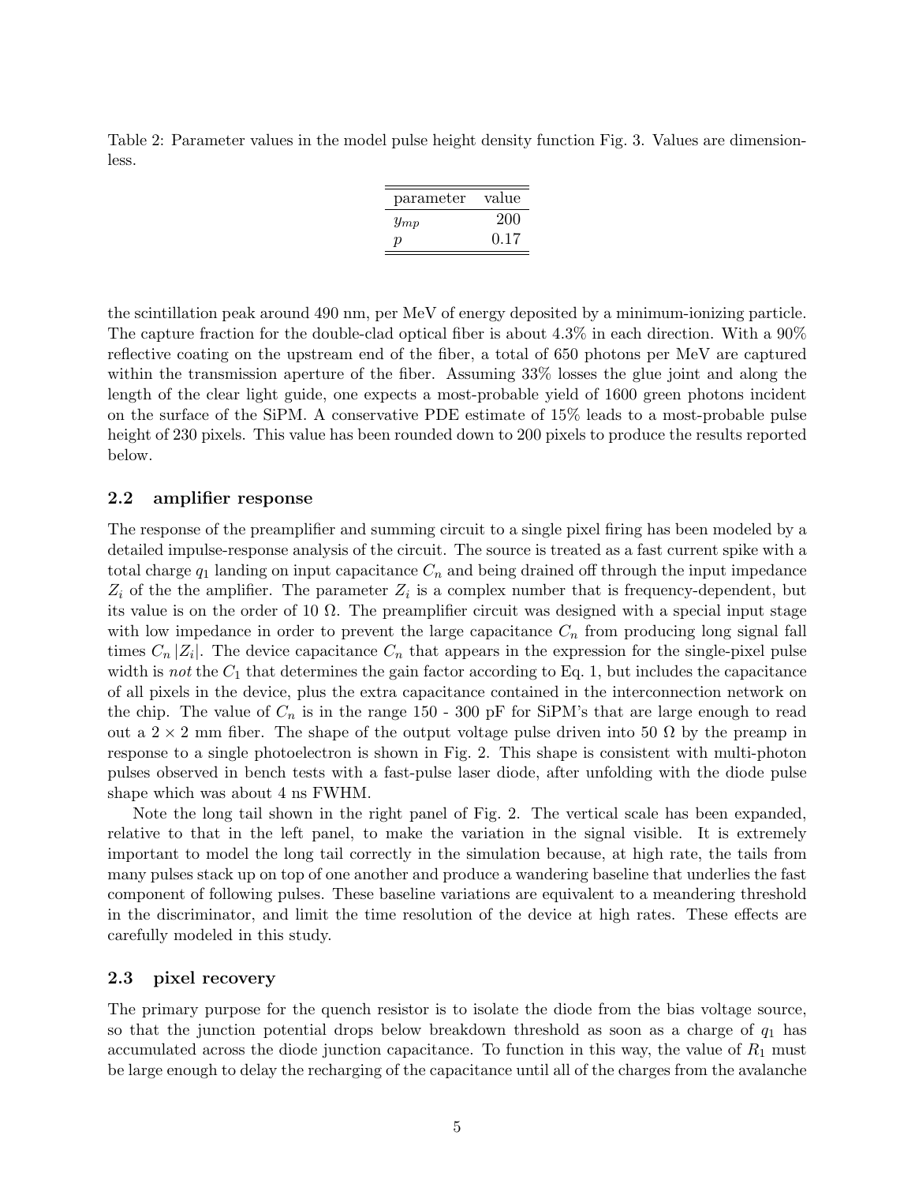Table 2: Parameter values in the model pulse height density function Fig. 3. Values are dimensionless.

| parameter | value |
|---|---|
| $y_{mp}$ | 200 |
| $p$ | 0.17 |

the scintillation peak around 490 nm, per MeV of energy deposited by a minimum-ionizing particle. The capture fraction for the double-clad optical fiber is about 4.3% in each direction. With a 90% reflective coating on the upstream end of the fiber, a total of 650 photons per MeV are captured within the transmission aperture of the fiber. Assuming 33% losses the glue joint and along the length of the clear light guide, one expects a most-probable yield of 1600 green photons incident on the surface of the SiPM. A conservative PDE estimate of 15% leads to a most-probable pulse height of 230 pixels. This value has been rounded down to 200 pixels to produce the results reported below.

### 2.2 amplifier response

The response of the preamplifier and summing circuit to a single pixel firing has been modeled by a detailed impulse-response analysis of the circuit. The source is treated as a fast current spike with a total charge $q_1$ landing on input capacitance $C_n$ and being drained off through the input impedance $Z_i$ of the the amplifier. The parameter $Z_i$ is a complex number that is frequency-dependent, but its value is on the order of 10 $\Omega$. The preamplifier circuit was designed with a special input stage with low impedance in order to prevent the large capacitance $C_n$ from producing long signal fall times $C_n\,|Z_i|$. The device capacitance $C_n$ that appears in the expression for the single-pixel pulse width is *not* the $C_1$ that determines the gain factor according to Eq. 1, but includes the capacitance of all pixels in the device, plus the extra capacitance contained in the interconnection network on the chip. The value of $C_n$ is in the range 150 - 300 pF for SiPM's that are large enough to read out a $2 \times 2$ mm fiber. The shape of the output voltage pulse driven into 50 $\Omega$ by the preamp in response to a single photoelectron is shown in Fig. 2. This shape is consistent with multi-photon pulses observed in bench tests with a fast-pulse laser diode, after unfolding with the diode pulse shape which was about 4 ns FWHM.

Note the long tail shown in the right panel of Fig. 2. The vertical scale has been expanded, relative to that in the left panel, to make the variation in the signal visible. It is extremely important to model the long tail correctly in the simulation because, at high rate, the tails from many pulses stack up on top of one another and produce a wandering baseline that underlies the fast component of following pulses. These baseline variations are equivalent to a meandering threshold in the discriminator, and limit the time resolution of the device at high rates. These effects are carefully modeled in this study.

### 2.3 pixel recovery

The primary purpose for the quench resistor is to isolate the diode from the bias voltage source, so that the junction potential drops below breakdown threshold as soon as a charge of $q_1$ has accumulated across the diode junction capacitance. To function in this way, the value of $R_1$ must be large enough to delay the recharging of the capacitance until all of the charges from the avalanche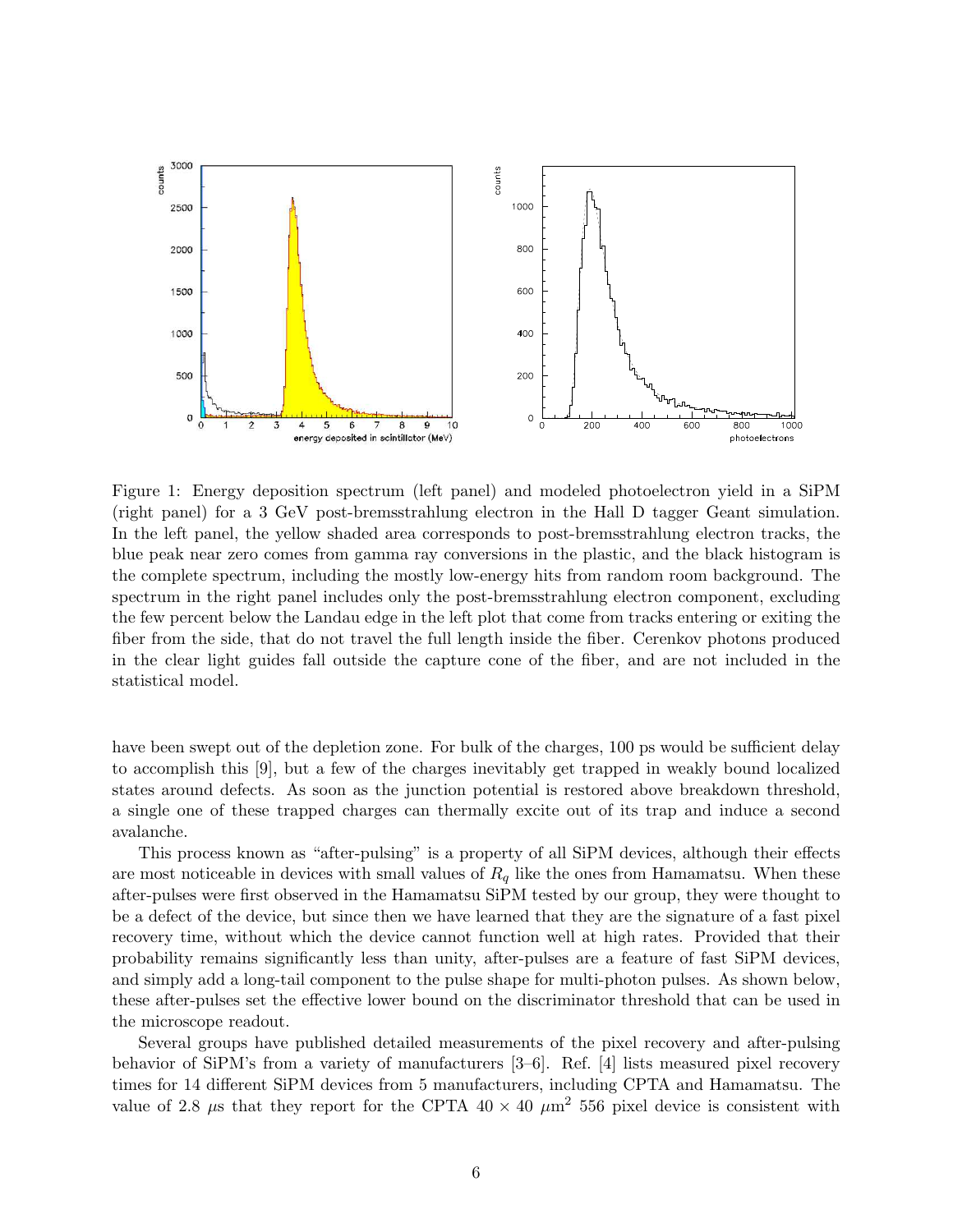Figure 1: Energy deposition spectrum (left panel) and modeled photoelectron yield in a SiPM (right panel) for a 3 GeV post-bremsstrahlung electron in the Hall D tagger Geant simulation. In the left panel, the yellow shaded area corresponds to post-bremsstrahlung electron tracks, the blue peak near zero comes from gamma ray conversions in the plastic, and the black histogram is the complete spectrum, including the mostly low-energy hits from random room background. The spectrum in the right panel includes only the post-bremsstrahlung electron component, excluding the few percent below the Landau edge in the left plot that come from tracks entering or exiting the fiber from the side, that do not travel the full length inside the fiber. Cerenkov photons produced in the clear light guides fall outside the capture cone of the fiber, and are not included in the statistical model.

have been swept out of the depletion zone. For bulk of the charges, 100 ps would be sufficient delay to accomplish this [9], but a few of the charges inevitably get trapped in weakly bound localized states around defects. As soon as the junction potential is restored above breakdown threshold, a single one of these trapped charges can thermally excite out of its trap and induce a second avalanche.

This process known as "after-pulsing" is a property of all SiPM devices, although their effects are most noticeable in devices with small values of $R_q$ like the ones from Hamamatsu. When these after-pulses were first observed in the Hamamatsu SiPM tested by our group, they were thought to be a defect of the device, but since then we have learned that they are the signature of a fast pixel recovery time, without which the device cannot function well at high rates. Provided that their probability remains significantly less than unity, after-pulses are a feature of fast SiPM devices, and simply add a long-tail component to the pulse shape for multi-photon pulses. As shown below, these after-pulses set the effective lower bound on the discriminator threshold that can be used in the microscope readout.

Several groups have published detailed measurements of the pixel recovery and after-pulsing behavior of SiPM's from a variety of manufacturers [3–6]. Ref. [4] lists measured pixel recovery times for 14 different SiPM devices from 5 manufacturers, including CPTA and Hamamatsu. The value of 2.8 $\mu$s that they report for the CPTA $40 \times 40$ $\mu$m$^2$ 556 pixel device is consistent with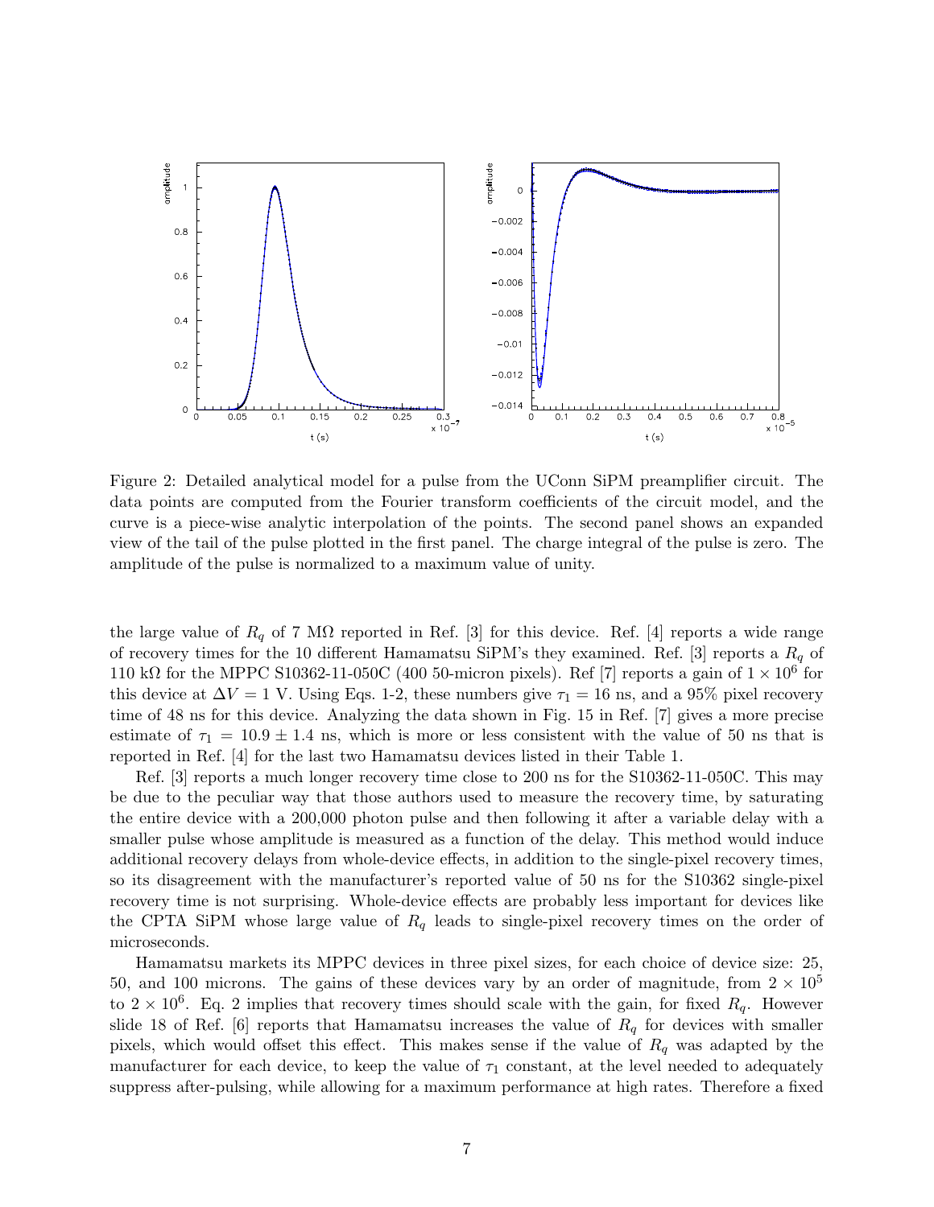Figure 2: Detailed analytical model for a pulse from the UConn SiPM preamplifier circuit. The data points are computed from the Fourier transform coefficients of the circuit model, and the curve is a piece-wise analytic interpolation of the points. The second panel shows an expanded view of the tail of the pulse plotted in the first panel. The charge integral of the pulse is zero. The amplitude of the pulse is normalized to a maximum value of unity.

the large value of $R_q$ of 7 MΩ reported in Ref. [3] for this device. Ref. [4] reports a wide range of recovery times for the 10 different Hamamatsu SiPM's they examined. Ref. [3] reports a $R_q$ of 110 kΩ for the MPPC S10362-11-050C (400 50-micron pixels). Ref [7] reports a gain of $1 \times 10^6$ for this device at $\Delta V = 1$ V. Using Eqs. 1-2, these numbers give $\tau_1 = 16$ ns, and a 95% pixel recovery time of 48 ns for this device. Analyzing the data shown in Fig. 15 in Ref. [7] gives a more precise estimate of $\tau_1 = 10.9 \pm 1.4$ ns, which is more or less consistent with the value of 50 ns that is reported in Ref. [4] for the last two Hamamatsu devices listed in their Table 1.

Ref. [3] reports a much longer recovery time close to 200 ns for the S10362-11-050C. This may be due to the peculiar way that those authors used to measure the recovery time, by saturating the entire device with a 200,000 photon pulse and then following it after a variable delay with a smaller pulse whose amplitude is measured as a function of the delay. This method would induce additional recovery delays from whole-device effects, in addition to the single-pixel recovery times, so its disagreement with the manufacturer's reported value of 50 ns for the S10362 single-pixel recovery time is not surprising. Whole-device effects are probably less important for devices like the CPTA SiPM whose large value of $R_q$ leads to single-pixel recovery times on the order of microseconds.

Hamamatsu markets its MPPC devices in three pixel sizes, for each choice of device size: 25, 50, and 100 microns. The gains of these devices vary by an order of magnitude, from $2 \times 10^5$ to $2 \times 10^6$. Eq. 2 implies that recovery times should scale with the gain, for fixed $R_q$. However slide 18 of Ref. [6] reports that Hamamatsu increases the value of $R_q$ for devices with smaller pixels, which would offset this effect. This makes sense if the value of $R_q$ was adapted by the manufacturer for each device, to keep the value of $\tau_1$ constant, at the level needed to adequately suppress after-pulsing, while allowing for a maximum performance at high rates. Therefore a fixed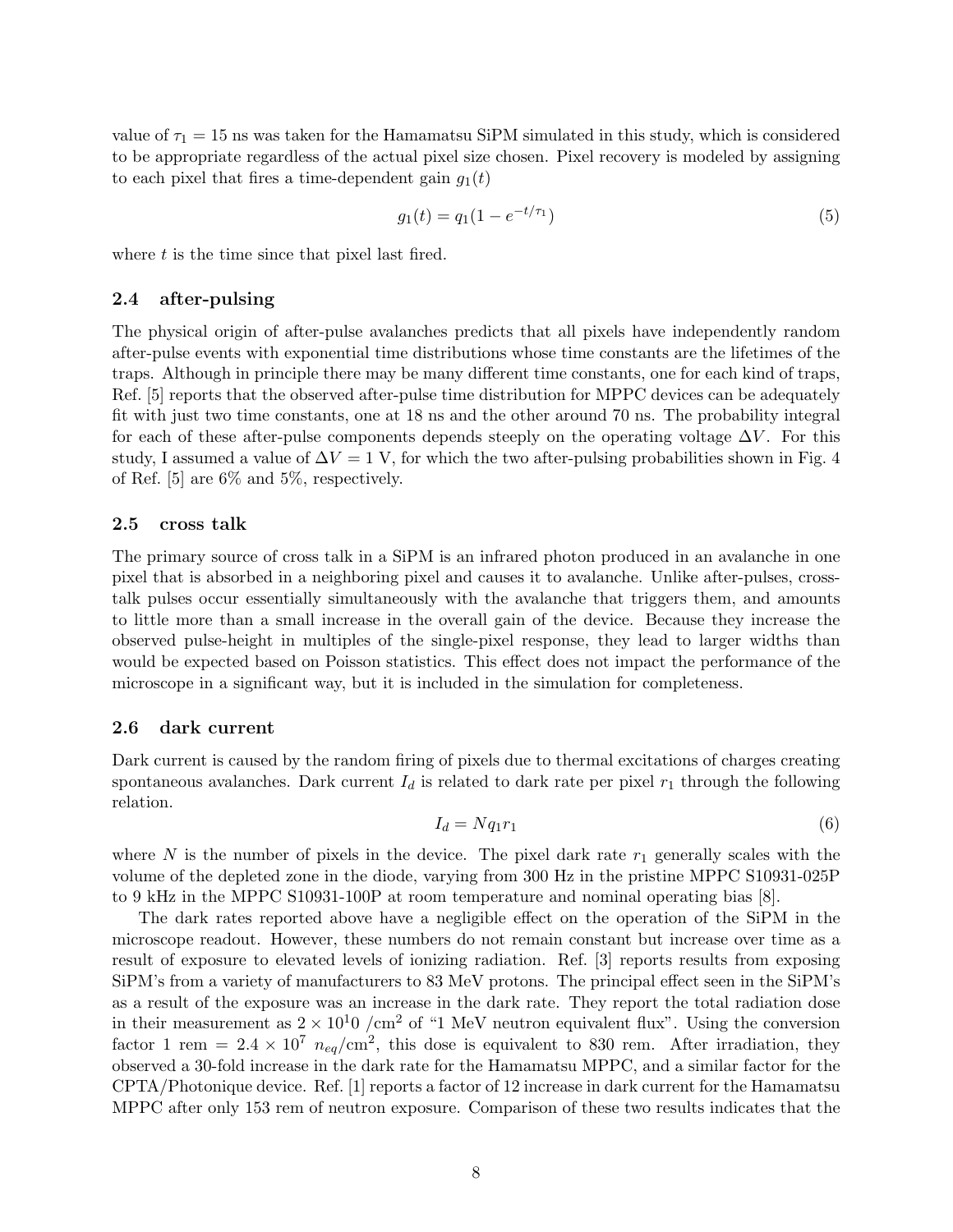value of $\tau_1 = 15$ ns was taken for the Hamamatsu SiPM simulated in this study, which is considered to be appropriate regardless of the actual pixel size chosen. Pixel recovery is modeled by assigning to each pixel that fires a time-dependent gain $g_1(t)$

$$g_1(t) = q_1(1 - e^{-t/\tau_1}) \tag{5}$$

where $t$ is the time since that pixel last fired.

### 2.4 after-pulsing

The physical origin of after-pulse avalanches predicts that all pixels have independently random after-pulse events with exponential time distributions whose time constants are the lifetimes of the traps. Although in principle there may be many different time constants, one for each kind of traps, Ref. [5] reports that the observed after-pulse time distribution for MPPC devices can be adequately fit with just two time constants, one at 18 ns and the other around 70 ns. The probability integral for each of these after-pulse components depends steeply on the operating voltage $\Delta V$. For this study, I assumed a value of $\Delta V = 1$ V, for which the two after-pulsing probabilities shown in Fig. 4 of Ref. [5] are 6% and 5%, respectively.

### 2.5 cross talk

The primary source of cross talk in a SiPM is an infrared photon produced in an avalanche in one pixel that is absorbed in a neighboring pixel and causes it to avalanche. Unlike after-pulses, cross-talk pulses occur essentially simultaneously with the avalanche that triggers them, and amounts to little more than a small increase in the overall gain of the device. Because they increase the observed pulse-height in multiples of the single-pixel response, they lead to larger widths than would be expected based on Poisson statistics. This effect does not impact the performance of the microscope in a significant way, but it is included in the simulation for completeness.

### 2.6 dark current

Dark current is caused by the random firing of pixels due to thermal excitations of charges creating spontaneous avalanches. Dark current $I_d$ is related to dark rate per pixel $r_1$ through the following relation.

$$I_d = N q_1 r_1 \tag{6}$$

where $N$ is the number of pixels in the device. The pixel dark rate $r_1$ generally scales with the volume of the depleted zone in the diode, varying from 300 Hz in the pristine MPPC S10931-025P to 9 kHz in the MPPC S10931-100P at room temperature and nominal operating bias [8].

The dark rates reported above have a negligible effect on the operation of the SiPM in the microscope readout. However, these numbers do not remain constant but increase over time as a result of exposure to elevated levels of ionizing radiation. Ref. [3] reports results from exposing SiPM's from a variety of manufacturers to 83 MeV protons. The principal effect seen in the SiPM's as a result of the exposure was an increase in the dark rate. They report the total radiation dose in their measurement as $2 \times 10^10$ /cm$^2$ of "1 MeV neutron equivalent flux". Using the conversion factor 1 rem = $2.4 \times 10^7$ $n_{eq}$/cm$^2$, this dose is equivalent to 830 rem. After irradiation, they observed a 30-fold increase in the dark rate for the Hamamatsu MPPC, and a similar factor for the CPTA/Photonique device. Ref. [1] reports a factor of 12 increase in dark current for the Hamamatsu MPPC after only 153 rem of neutron exposure. Comparison of these two results indicates that the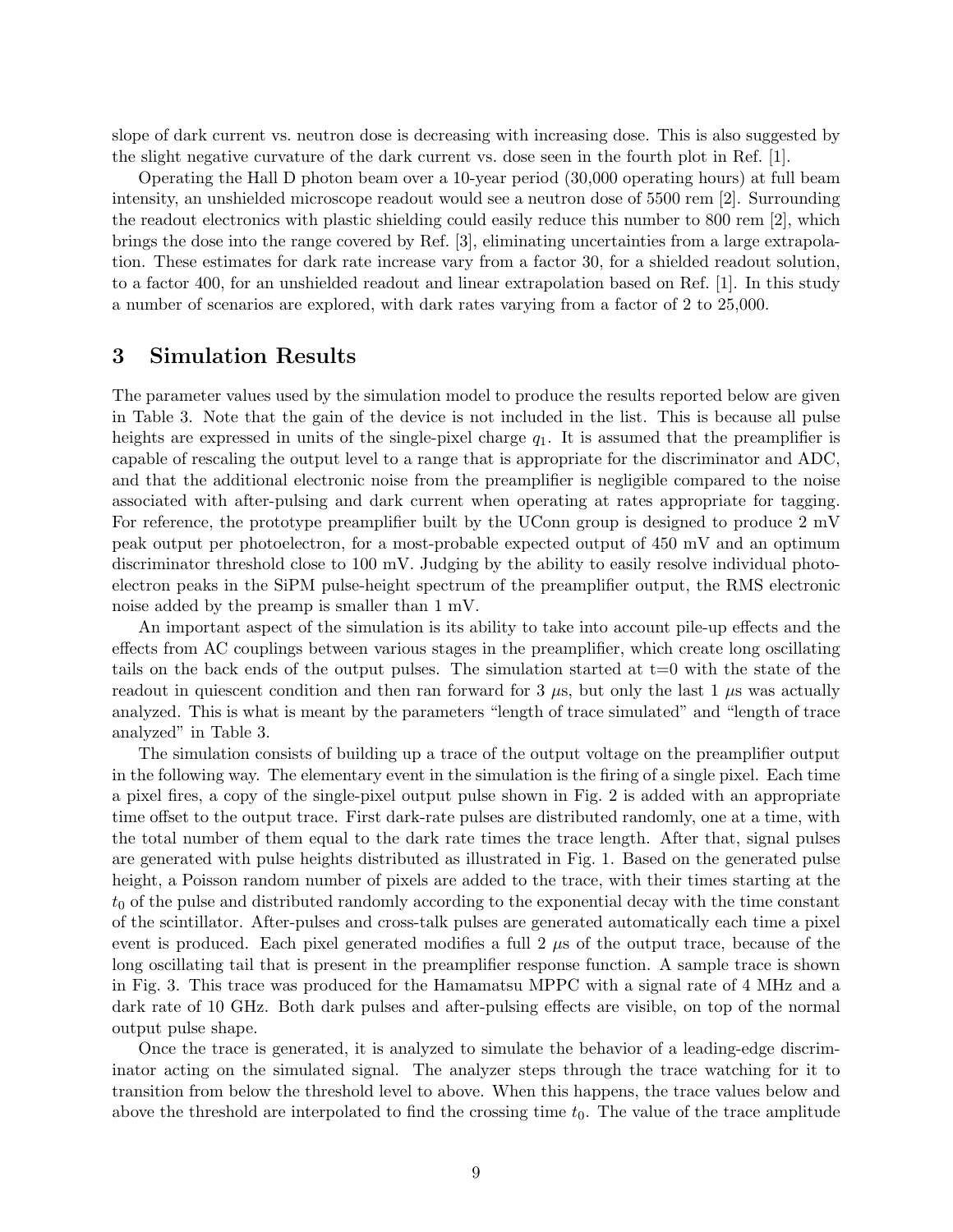slope of dark current vs. neutron dose is decreasing with increasing dose. This is also suggested by the slight negative curvature of the dark current vs. dose seen in the fourth plot in Ref. [1].

Operating the Hall D photon beam over a 10-year period (30,000 operating hours) at full beam intensity, an unshielded microscope readout would see a neutron dose of 5500 rem [2]. Surrounding the readout electronics with plastic shielding could easily reduce this number to 800 rem [2], which brings the dose into the range covered by Ref. [3], eliminating uncertainties from a large extrapolation. These estimates for dark rate increase vary from a factor 30, for a shielded readout solution, to a factor 400, for an unshielded readout and linear extrapolation based on Ref. [1]. In this study a number of scenarios are explored, with dark rates varying from a factor of 2 to 25,000.

## 3 Simulation Results

The parameter values used by the simulation model to produce the results reported below are given in Table 3. Note that the gain of the device is not included in the list. This is because all pulse heights are expressed in units of the single-pixel charge $q_1$. It is assumed that the preamplifier is capable of rescaling the output level to a range that is appropriate for the discriminator and ADC, and that the additional electronic noise from the preamplifier is negligible compared to the noise associated with after-pulsing and dark current when operating at rates appropriate for tagging. For reference, the prototype preamplifier built by the UConn group is designed to produce 2 mV peak output per photoelectron, for a most-probable expected output of 450 mV and an optimum discriminator threshold close to 100 mV. Judging by the ability to easily resolve individual photoelectron peaks in the SiPM pulse-height spectrum of the preamplifier output, the RMS electronic noise added by the preamp is smaller than 1 mV.

An important aspect of the simulation is its ability to take into account pile-up effects and the effects from AC couplings between various stages in the preamplifier, which create long oscillating tails on the back ends of the output pulses. The simulation started at t=0 with the state of the readout in quiescent condition and then ran forward for 3 $\mu$s, but only the last 1 $\mu$s was actually analyzed. This is what is meant by the parameters "length of trace simulated" and "length of trace analyzed" in Table 3.

The simulation consists of building up a trace of the output voltage on the preamplifier output in the following way. The elementary event in the simulation is the firing of a single pixel. Each time a pixel fires, a copy of the single-pixel output pulse shown in Fig. 2 is added with an appropriate time offset to the output trace. First dark-rate pulses are distributed randomly, one at a time, with the total number of them equal to the dark rate times the trace length. After that, signal pulses are generated with pulse heights distributed as illustrated in Fig. 1. Based on the generated pulse height, a Poisson random number of pixels are added to the trace, with their times starting at the $t_0$ of the pulse and distributed randomly according to the exponential decay with the time constant of the scintillator. After-pulses and cross-talk pulses are generated automatically each time a pixel event is produced. Each pixel generated modifies a full 2 $\mu$s of the output trace, because of the long oscillating tail that is present in the preamplifier response function. A sample trace is shown in Fig. 3. This trace was produced for the Hamamatsu MPPC with a signal rate of 4 MHz and a dark rate of 10 GHz. Both dark pulses and after-pulsing effects are visible, on top of the normal output pulse shape.

Once the trace is generated, it is analyzed to simulate the behavior of a leading-edge discriminator acting on the simulated signal. The analyzer steps through the trace watching for it to transition from below the threshold level to above. When this happens, the trace values below and above the threshold are interpolated to find the crossing time $t_0$. The value of the trace amplitude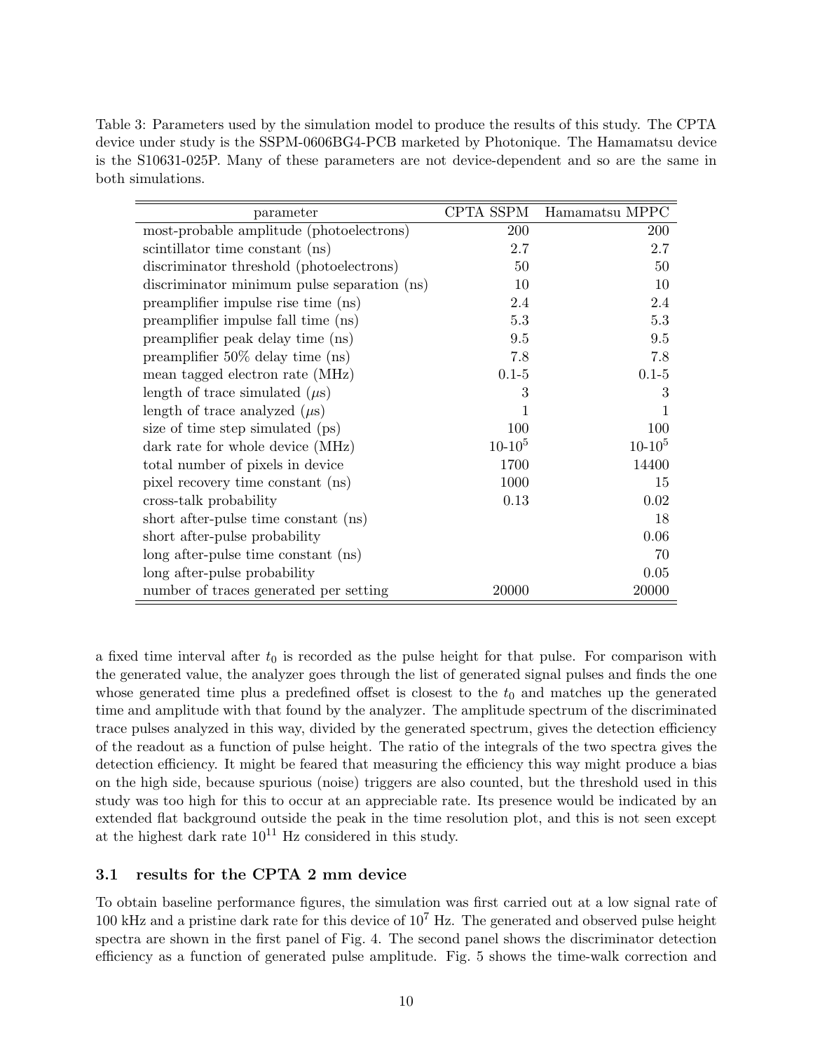Table 3: Parameters used by the simulation model to produce the results of this study. The CPTA device under study is the SSPM-0606BG4-PCB marketed by Photonique. The Hamamatsu device is the S10631-025P. Many of these parameters are not device-dependent and so are the same in both simulations.

| parameter | CPTA SSPM | Hamamatsu MPPC |
|---|---|---|
| most-probable amplitude (photoelectrons) | 200 | 200 |
| scintillator time constant (ns) | 2.7 | 2.7 |
| discriminator threshold (photoelectrons) | 50 | 50 |
| discriminator minimum pulse separation (ns) | 10 | 10 |
| preamplifier impulse rise time (ns) | 2.4 | 2.4 |
| preamplifier impulse fall time (ns) | 5.3 | 5.3 |
| preamplifier peak delay time (ns) | 9.5 | 9.5 |
| preamplifier 50% delay time (ns) | 7.8 | 7.8 |
| mean tagged electron rate (MHz) | 0.1-5 | 0.1-5 |
| length of trace simulated ($\mu$s) | 3 | 3 |
| length of trace analyzed ($\mu$s) | 1 | 1 |
| size of time step simulated (ps) | 100 | 100 |
| dark rate for whole device (MHz) | $10$-$10^5$ | $10$-$10^5$ |
| total number of pixels in device | 1700 | 14400 |
| pixel recovery time constant (ns) | 1000 | 15 |
| cross-talk probability | 0.13 | 0.02 |
| short after-pulse time constant (ns) | | 18 |
| short after-pulse probability | | 0.06 |
| long after-pulse time constant (ns) | | 70 |
| long after-pulse probability | | 0.05 |
| number of traces generated per setting | 20000 | 20000 |

a fixed time interval after $t_0$ is recorded as the pulse height for that pulse. For comparison with the generated value, the analyzer goes through the list of generated signal pulses and finds the one whose generated time plus a predefined offset is closest to the $t_0$ and matches up the generated time and amplitude with that found by the analyzer. The amplitude spectrum of the discriminated trace pulses analyzed in this way, divided by the generated spectrum, gives the detection efficiency of the readout as a function of pulse height. The ratio of the integrals of the two spectra gives the detection efficiency. It might be feared that measuring the efficiency this way might produce a bias on the high side, because spurious (noise) triggers are also counted, but the threshold used in this study was too high for this to occur at an appreciable rate. Its presence would be indicated by an extended flat background outside the peak in the time resolution plot, and this is not seen except at the highest dark rate $10^{11}$ Hz considered in this study.

### 3.1 results for the CPTA 2 mm device

To obtain baseline performance figures, the simulation was first carried out at a low signal rate of 100 kHz and a pristine dark rate for this device of $10^7$ Hz. The generated and observed pulse height spectra are shown in the first panel of Fig. 4. The second panel shows the discriminator detection efficiency as a function of generated pulse amplitude. Fig. 5 shows the time-walk correction and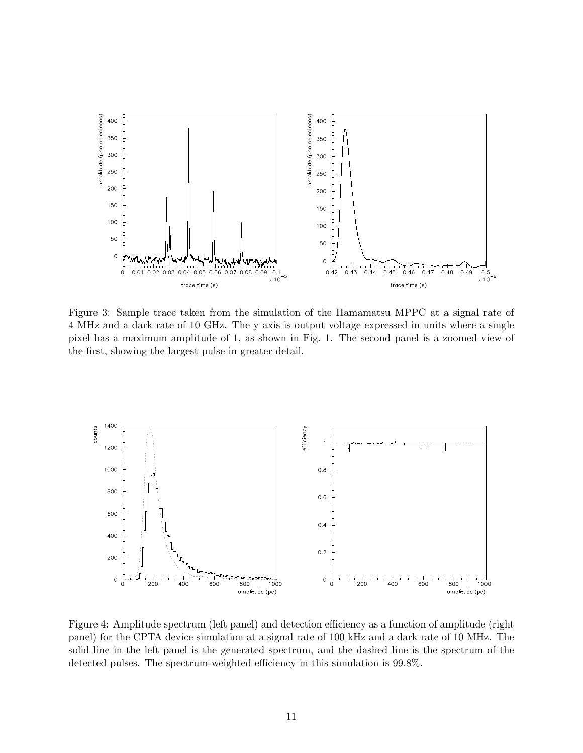Figure 3: Sample trace taken from the simulation of the Hamamatsu MPPC at a signal rate of 4 MHz and a dark rate of 10 GHz. The y axis is output voltage expressed in units where a single pixel has a maximum amplitude of 1, as shown in Fig. 1. The second panel is a zoomed view of the first, showing the largest pulse in greater detail.

Figure 4: Amplitude spectrum (left panel) and detection efficiency as a function of amplitude (right panel) for the CPTA device simulation at a signal rate of 100 kHz and a dark rate of 10 MHz. The solid line in the left panel is the generated spectrum, and the dashed line is the spectrum of the detected pulses. The spectrum-weighted efficiency in this simulation is 99.8%.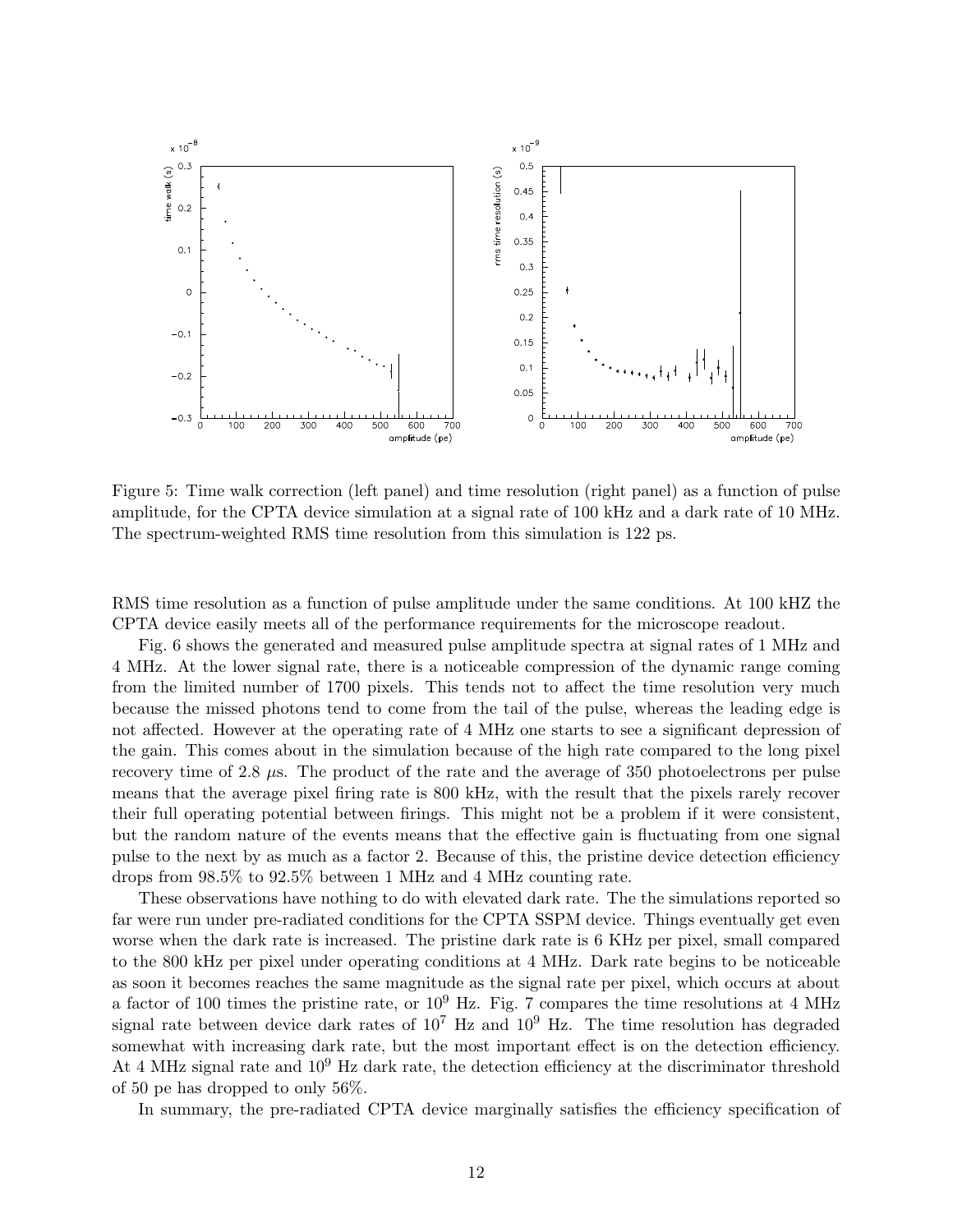Figure 5: Time walk correction (left panel) and time resolution (right panel) as a function of pulse amplitude, for the CPTA device simulation at a signal rate of 100 kHz and a dark rate of 10 MHz. The spectrum-weighted RMS time resolution from this simulation is 122 ps.

RMS time resolution as a function of pulse amplitude under the same conditions. At 100 kHZ the CPTA device easily meets all of the performance requirements for the microscope readout.

Fig. 6 shows the generated and measured pulse amplitude spectra at signal rates of 1 MHz and 4 MHz. At the lower signal rate, there is a noticeable compression of the dynamic range coming from the limited number of 1700 pixels. This tends not to affect the time resolution very much because the missed photons tend to come from the tail of the pulse, whereas the leading edge is not affected. However at the operating rate of 4 MHz one starts to see a significant depression of the gain. This comes about in the simulation because of the high rate compared to the long pixel recovery time of 2.8 $\mu$s. The product of the rate and the average of 350 photoelectrons per pulse means that the average pixel firing rate is 800 kHz, with the result that the pixels rarely recover their full operating potential between firings. This might not be a problem if it were consistent, but the random nature of the events means that the effective gain is fluctuating from one signal pulse to the next by as much as a factor 2. Because of this, the pristine device detection efficiency drops from 98.5% to 92.5% between 1 MHz and 4 MHz counting rate.

These observations have nothing to do with elevated dark rate. The the simulations reported so far were run under pre-radiated conditions for the CPTA SSPM device. Things eventually get even worse when the dark rate is increased. The pristine dark rate is 6 KHz per pixel, small compared to the 800 kHz per pixel under operating conditions at 4 MHz. Dark rate begins to be noticeable as soon it becomes reaches the same magnitude as the signal rate per pixel, which occurs at about a factor of 100 times the pristine rate, or $10^9$ Hz. Fig. 7 compares the time resolutions at 4 MHz signal rate between device dark rates of $10^7$ Hz and $10^9$ Hz. The time resolution has degraded somewhat with increasing dark rate, but the most important effect is on the detection efficiency. At 4 MHz signal rate and $10^9$ Hz dark rate, the detection efficiency at the discriminator threshold of 50 pe has dropped to only 56%.

In summary, the pre-radiated CPTA device marginally satisfies the efficiency specification of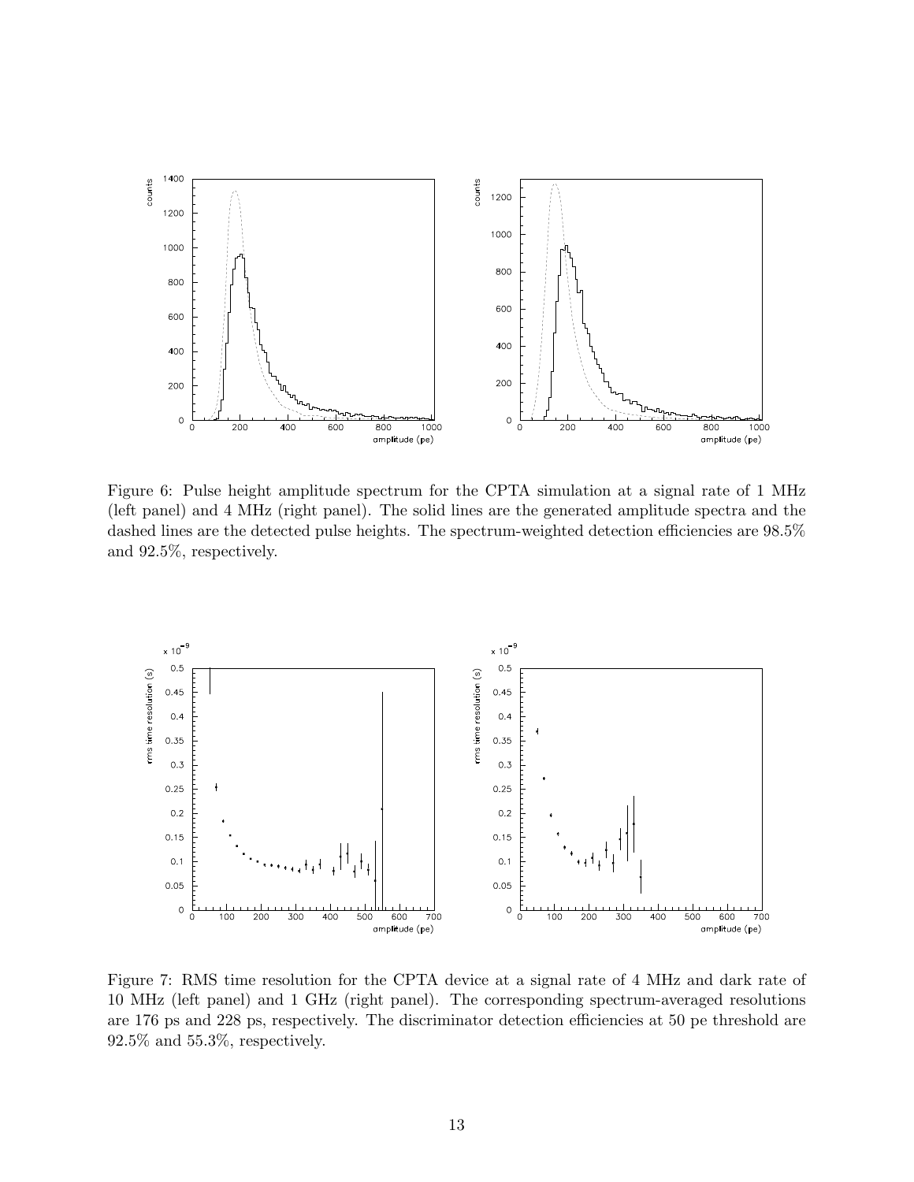Figure 6: Pulse height amplitude spectrum for the CPTA simulation at a signal rate of 1 MHz (left panel) and 4 MHz (right panel). The solid lines are the generated amplitude spectra and the dashed lines are the detected pulse heights. The spectrum-weighted detection efficiencies are 98.5% and 92.5%, respectively.

Figure 7: RMS time resolution for the CPTA device at a signal rate of 4 MHz and dark rate of 10 MHz (left panel) and 1 GHz (right panel). The corresponding spectrum-averaged resolutions are 176 ps and 228 ps, respectively. The discriminator detection efficiencies at 50 pe threshold are 92.5% and 55.3%, respectively.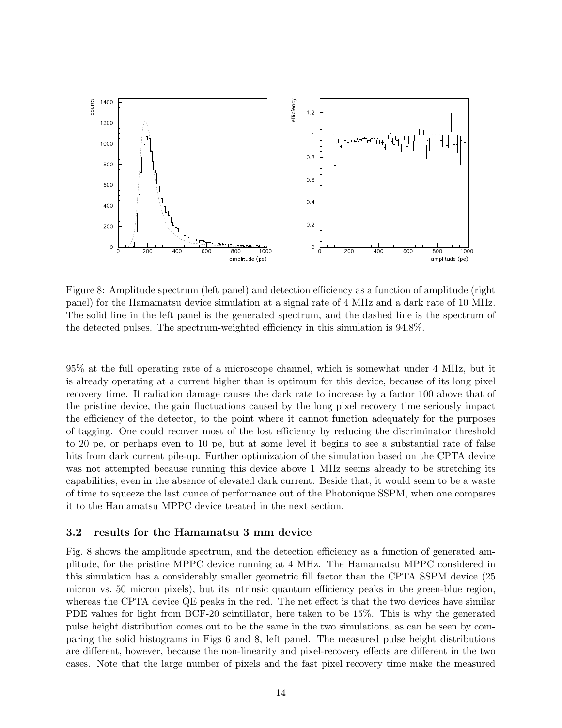Figure 8: Amplitude spectrum (left panel) and detection efficiency as a function of amplitude (right panel) for the Hamamatsu device simulation at a signal rate of 4 MHz and a dark rate of 10 MHz. The solid line in the left panel is the generated spectrum, and the dashed line is the spectrum of the detected pulses. The spectrum-weighted efficiency in this simulation is 94.8%.

95% at the full operating rate of a microscope channel, which is somewhat under 4 MHz, but it is already operating at a current higher than is optimum for this device, because of its long pixel recovery time. If radiation damage causes the dark rate to increase by a factor 100 above that of the pristine device, the gain fluctuations caused by the long pixel recovery time seriously impact the efficiency of the detector, to the point where it cannot function adequately for the purposes of tagging. One could recover most of the lost efficiency by reducing the discriminator threshold to 20 pe, or perhaps even to 10 pe, but at some level it begins to see a substantial rate of false hits from dark current pile-up. Further optimization of the simulation based on the CPTA device was not attempted because running this device above 1 MHz seems already to be stretching its capabilities, even in the absence of elevated dark current. Beside that, it would seem to be a waste of time to squeeze the last ounce of performance out of the Photonique SSPM, when one compares it to the Hamamatsu MPPC device treated in the next section.

### 3.2 results for the Hamamatsu 3 mm device

Fig. 8 shows the amplitude spectrum, and the detection efficiency as a function of generated amplitude, for the pristine MPPC device running at 4 MHz. The Hamamatsu MPPC considered in this simulation has a considerably smaller geometric fill factor than the CPTA SSPM device (25 micron vs. 50 micron pixels), but its intrinsic quantum efficiency peaks in the green-blue region, whereas the CPTA device QE peaks in the red. The net effect is that the two devices have similar PDE values for light from BCF-20 scintillator, here taken to be 15%. This is why the generated pulse height distribution comes out to be the same in the two simulations, as can be seen by comparing the solid histograms in Figs 6 and 8, left panel. The measured pulse height distributions are different, however, because the non-linearity and pixel-recovery effects are different in the two cases. Note that the large number of pixels and the fast pixel recovery time make the measured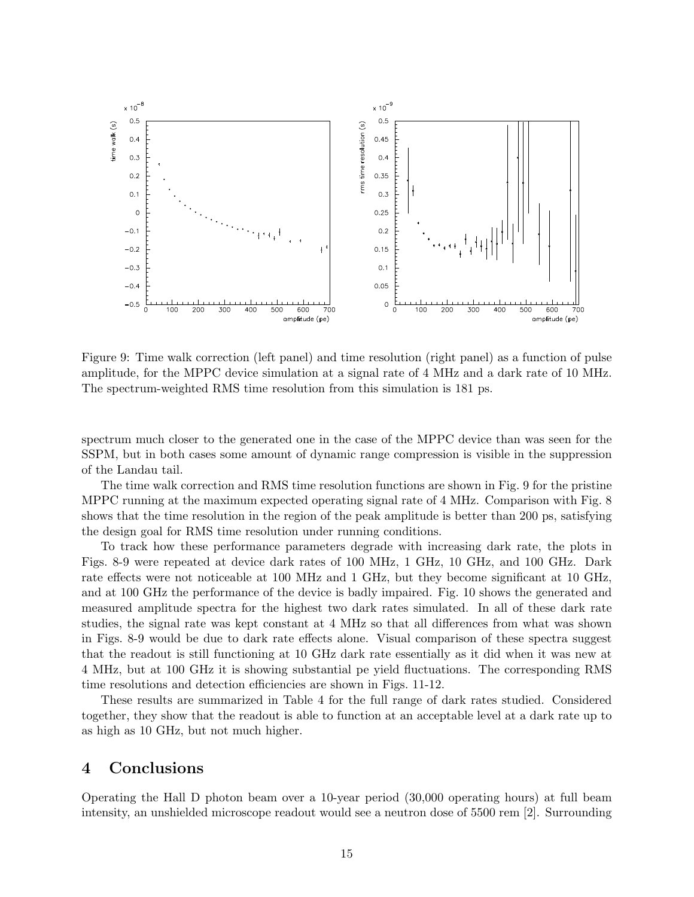Figure 9: Time walk correction (left panel) and time resolution (right panel) as a function of pulse amplitude, for the MPPC device simulation at a signal rate of 4 MHz and a dark rate of 10 MHz. The spectrum-weighted RMS time resolution from this simulation is 181 ps.

spectrum much closer to the generated one in the case of the MPPC device than was seen for the SSPM, but in both cases some amount of dynamic range compression is visible in the suppression of the Landau tail.

The time walk correction and RMS time resolution functions are shown in Fig. 9 for the pristine MPPC running at the maximum expected operating signal rate of 4 MHz. Comparison with Fig. 8 shows that the time resolution in the region of the peak amplitude is better than 200 ps, satisfying the design goal for RMS time resolution under running conditions.

To track how these performance parameters degrade with increasing dark rate, the plots in Figs. 8-9 were repeated at device dark rates of 100 MHz, 1 GHz, 10 GHz, and 100 GHz. Dark rate effects were not noticeable at 100 MHz and 1 GHz, but they become significant at 10 GHz, and at 100 GHz the performance of the device is badly impaired. Fig. 10 shows the generated and measured amplitude spectra for the highest two dark rates simulated. In all of these dark rate studies, the signal rate was kept constant at 4 MHz so that all differences from what was shown in Figs. 8-9 would be due to dark rate effects alone. Visual comparison of these spectra suggest that the readout is still functioning at 10 GHz dark rate essentially as it did when it was new at 4 MHz, but at 100 GHz it is showing substantial pe yield fluctuations. The corresponding RMS time resolutions and detection efficiencies are shown in Figs. 11-12.

These results are summarized in Table 4 for the full range of dark rates studied. Considered together, they show that the readout is able to function at an acceptable level at a dark rate up to as high as 10 GHz, but not much higher.

# 4 Conclusions

Operating the Hall D photon beam over a 10-year period (30,000 operating hours) at full beam intensity, an unshielded microscope readout would see a neutron dose of 5500 rem [2]. Surrounding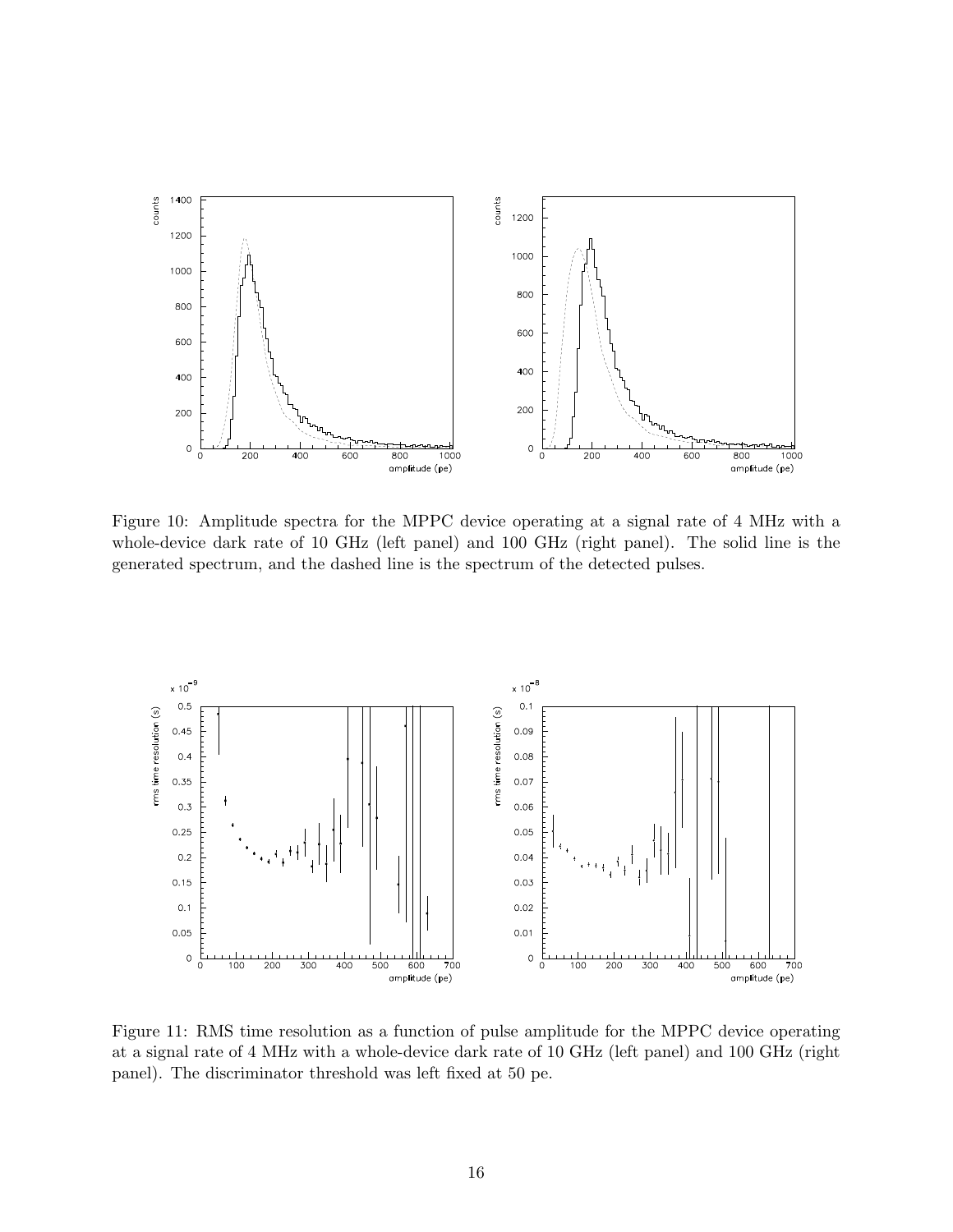Figure 10: Amplitude spectra for the MPPC device operating at a signal rate of 4 MHz with a whole-device dark rate of 10 GHz (left panel) and 100 GHz (right panel). The solid line is the generated spectrum, and the dashed line is the spectrum of the detected pulses.

Figure 11: RMS time resolution as a function of pulse amplitude for the MPPC device operating at a signal rate of 4 MHz with a whole-device dark rate of 10 GHz (left panel) and 100 GHz (right panel). The discriminator threshold was left fixed at 50 pe.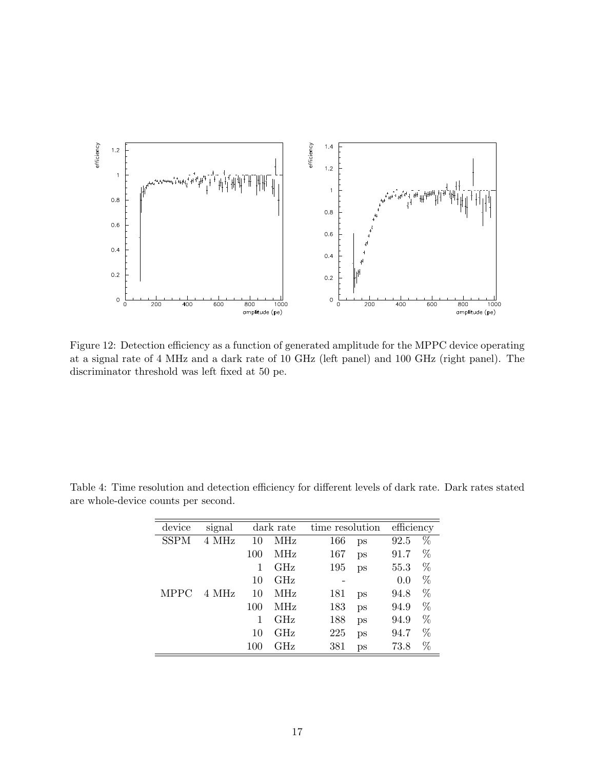Figure 12: Detection efficiency as a function of generated amplitude for the MPPC device operating at a signal rate of 4 MHz and a dark rate of 10 GHz (left panel) and 100 GHz (right panel). The discriminator threshold was left fixed at 50 pe.

Table 4: Time resolution and detection efficiency for different levels of dark rate. Dark rates stated are whole-device counts per second.

| device | signal | dark rate | time resolution | efficiency |
|---|---|---|---|---|
| SSPM | 4 MHz | 10 MHz | 166 ps | 92.5 % |
| | | 100 MHz | 167 ps | 91.7 % |
| | | 1 GHz | 195 ps | 55.3 % |
| | | 10 GHz | - | 0.0 % |
| MPPC | 4 MHz | 10 MHz | 181 ps | 94.8 % |
| | | 100 MHz | 183 ps | 94.9 % |
| | | 1 GHz | 188 ps | 94.9 % |
| | | 10 GHz | 225 ps | 94.7 % |
| | | 100 GHz | 381 ps | 73.8 % |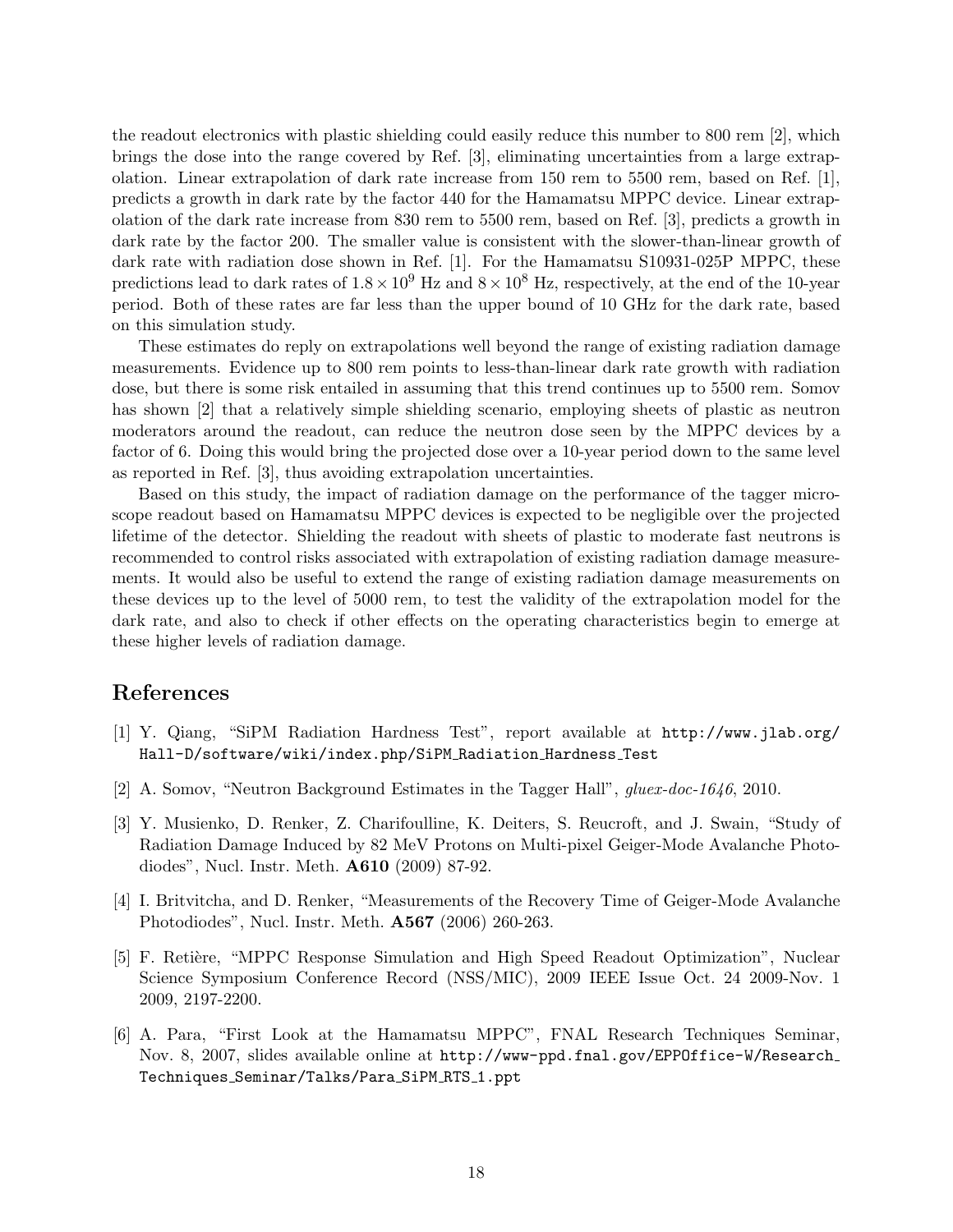the readout electronics with plastic shielding could easily reduce this number to 800 rem [2], which brings the dose into the range covered by Ref. [3], eliminating uncertainties from a large extrapolation. Linear extrapolation of dark rate increase from 150 rem to 5500 rem, based on Ref. [1], predicts a growth in dark rate by the factor 440 for the Hamamatsu MPPC device. Linear extrapolation of the dark rate increase from 830 rem to 5500 rem, based on Ref. [3], predicts a growth in dark rate by the factor 200. The smaller value is consistent with the slower-than-linear growth of dark rate with radiation dose shown in Ref. [1]. For the Hamamatsu S10931-025P MPPC, these predictions lead to dark rates of $1.8 \times 10^9$ Hz and $8 \times 10^8$ Hz, respectively, at the end of the 10-year period. Both of these rates are far less than the upper bound of 10 GHz for the dark rate, based on this simulation study.

These estimates do reply on extrapolations well beyond the range of existing radiation damage measurements. Evidence up to 800 rem points to less-than-linear dark rate growth with radiation dose, but there is some risk entailed in assuming that this trend continues up to 5500 rem. Somov has shown [2] that a relatively simple shielding scenario, employing sheets of plastic as neutron moderators around the readout, can reduce the neutron dose seen by the MPPC devices by a factor of 6. Doing this would bring the projected dose over a 10-year period down to the same level as reported in Ref. [3], thus avoiding extrapolation uncertainties.

Based on this study, the impact of radiation damage on the performance of the tagger microscope readout based on Hamamatsu MPPC devices is expected to be negligible over the projected lifetime of the detector. Shielding the readout with sheets of plastic to moderate fast neutrons is recommended to control risks associated with extrapolation of existing radiation damage measurements. It would also be useful to extend the range of existing radiation damage measurements on these devices up to the level of 5000 rem, to test the validity of the extrapolation model for the dark rate, and also to check if other effects on the operating characteristics begin to emerge at these higher levels of radiation damage.

# References

[1] Y. Qiang, "SiPM Radiation Hardness Test", report available at http://www.jlab.org/Hall-D/software/wiki/index.php/SiPM_Radiation_Hardness_Test

[2] A. Somov, "Neutron Background Estimates in the Tagger Hall", *gluex-doc-1646*, 2010.

[3] Y. Musienko, D. Renker, Z. Charifoulline, K. Deiters, S. Reucroft, and J. Swain, "Study of Radiation Damage Induced by 82 MeV Protons on Multi-pixel Geiger-Mode Avalanche Photodiodes", Nucl. Instr. Meth. **A610** (2009) 87-92.

[4] I. Britvitcha, and D. Renker, "Measurements of the Recovery Time of Geiger-Mode Avalanche Photodiodes", Nucl. Instr. Meth. **A567** (2006) 260-263.

[5] F. Retière, "MPPC Response Simulation and High Speed Readout Optimization", Nuclear Science Symposium Conference Record (NSS/MIC), 2009 IEEE Issue Oct. 24 2009-Nov. 1 2009, 2197-2200.

[6] A. Para, "First Look at the Hamamatsu MPPC", FNAL Research Techniques Seminar, Nov. 8, 2007, slides available online at http://www-ppd.fnal.gov/EPPOffice-W/Research_Techniques_Seminar/Talks/Para_SiPM_RTS_1.ppt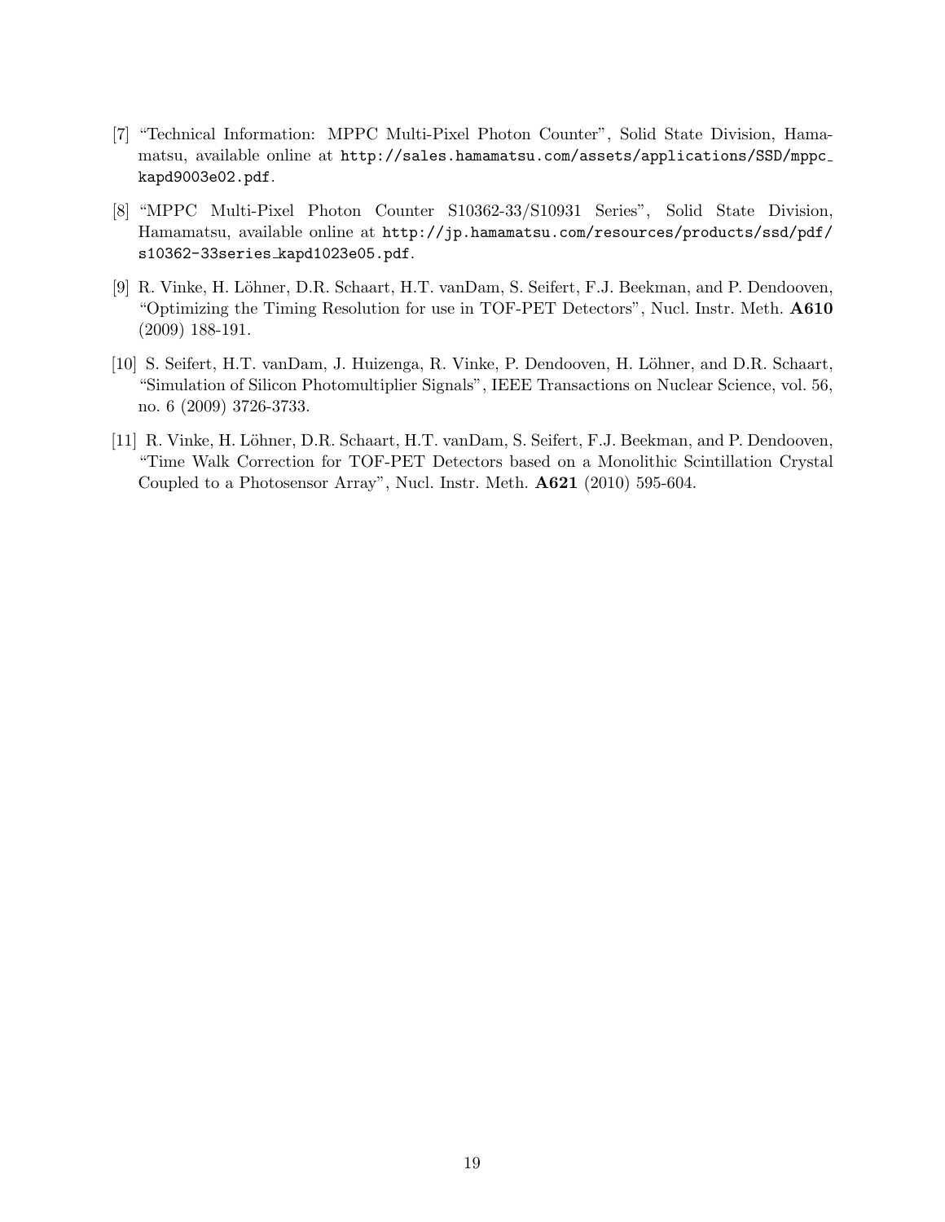[7] "Technical Information: MPPC Multi-Pixel Photon Counter", Solid State Division, Hamamatsu, available online at http://sales.hamamatsu.com/assets/applications/SSD/mppc_kapd9003e02.pdf.

[8] "MPPC Multi-Pixel Photon Counter S10362-33/S10931 Series", Solid State Division, Hamamatsu, available online at http://jp.hamamatsu.com/resources/products/ssd/pdf/s10362-33series_kapd1023e05.pdf.

[9] R. Vinke, H. Löhner, D.R. Schaart, H.T. vanDam, S. Seifert, F.J. Beekman, and P. Dendooven, "Optimizing the Timing Resolution for use in TOF-PET Detectors", Nucl. Instr. Meth. **A610** (2009) 188-191.

[10] S. Seifert, H.T. vanDam, J. Huizenga, R. Vinke, P. Dendooven, H. Löhner, and D.R. Schaart, "Simulation of Silicon Photomultiplier Signals", IEEE Transactions on Nuclear Science, vol. 56, no. 6 (2009) 3726-3733.

[11] R. Vinke, H. Löhner, D.R. Schaart, H.T. vanDam, S. Seifert, F.J. Beekman, and P. Dendooven, "Time Walk Correction for TOF-PET Detectors based on a Monolithic Scintillation Crystal Coupled to a Photosensor Array", Nucl. Instr. Meth. **A621** (2010) 595-604.